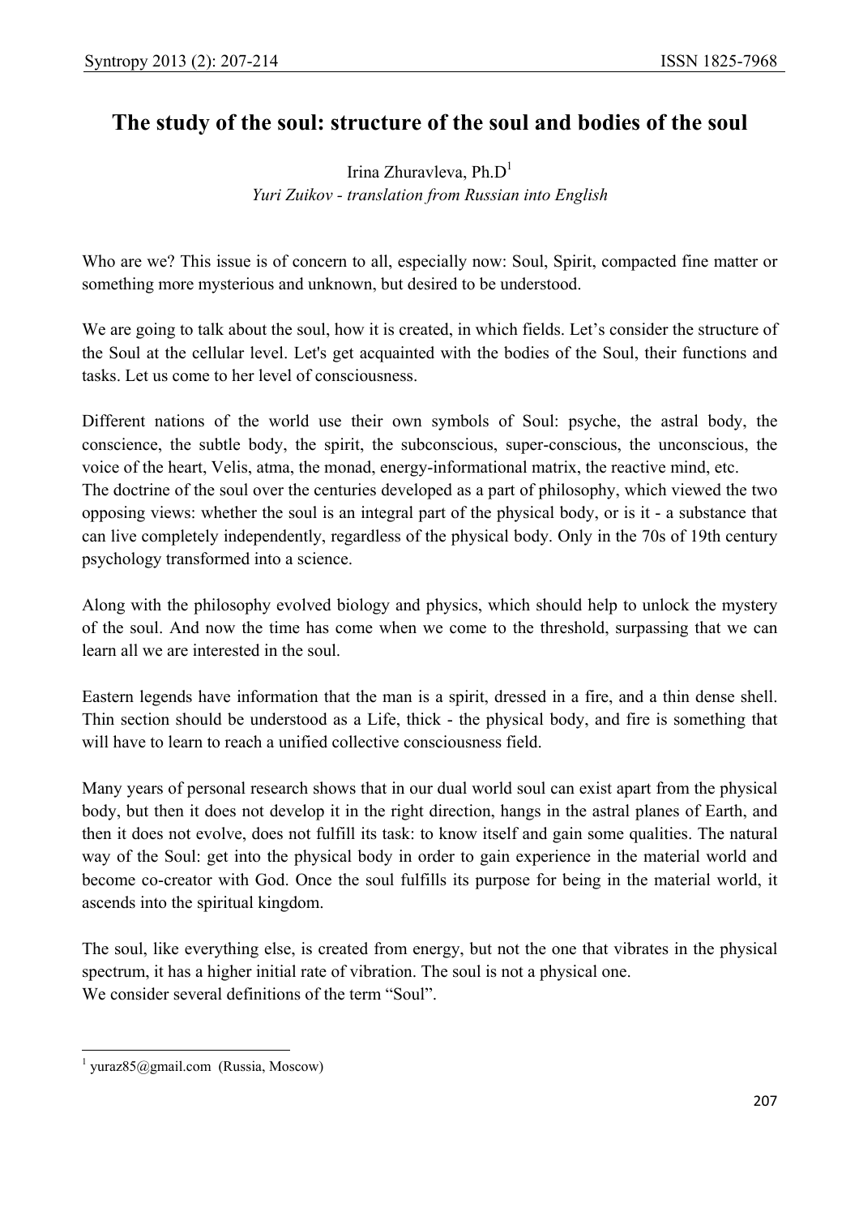# The study of the soul: structure of the soul and bodies of the soul

Irina Zhuravleva, Ph.D[1]

*Yuri Zuikov - translation from Russian into English*

Who are we? This issue is of concern to all, especially now: Soul, Spirit, compacted fine matter or something more mysterious and unknown, but desired to be understood.

We are going to talk about the soul, how it is created, in which fields. Let's consider the structure of the Soul at the cellular level. Let's get acquainted with the bodies of the Soul, their functions and tasks. Let us come to her level of consciousness.

Different nations of the world use their own symbols of Soul: psyche, the astral body, the conscience, the subtle body, the spirit, the subconscious, super-conscious, the unconscious, the voice of the heart, Velis, atma, the monad, energy-informational matrix, the reactive mind, etc.
The doctrine of the soul over the centuries developed as a part of philosophy, which viewed the two opposing views: whether the soul is an integral part of the physical body, or is it - a substance that can live completely independently, regardless of the physical body. Only in the 70s of 19th century psychology transformed into a science.

Along with the philosophy evolved biology and physics, which should help to unlock the mystery of the soul. And now the time has come when we come to the threshold, surpassing that we can learn all we are interested in the soul.

Eastern legends have information that the man is a spirit, dressed in a fire, and a thin dense shell. Thin section should be understood as a Life, thick - the physical body, and fire is something that will have to learn to reach a unified collective consciousness field.

Many years of personal research shows that in our dual world soul can exist apart from the physical body, but then it does not develop it in the right direction, hangs in the astral planes of Earth, and then it does not evolve, does not fulfill its task: to know itself and gain some qualities. The natural way of the Soul: get into the physical body in order to gain experience in the material world and become co-creator with God. Once the soul fulfills its purpose for being in the material world, it ascends into the spiritual kingdom.

The soul, like everything else, is created from energy, but not the one that vibrates in the physical spectrum, it has a higher initial rate of vibration. The soul is not a physical one.
We consider several definitions of the term "Soul".

---

[1] yuraz85@gmail.com (Russia, Moscow)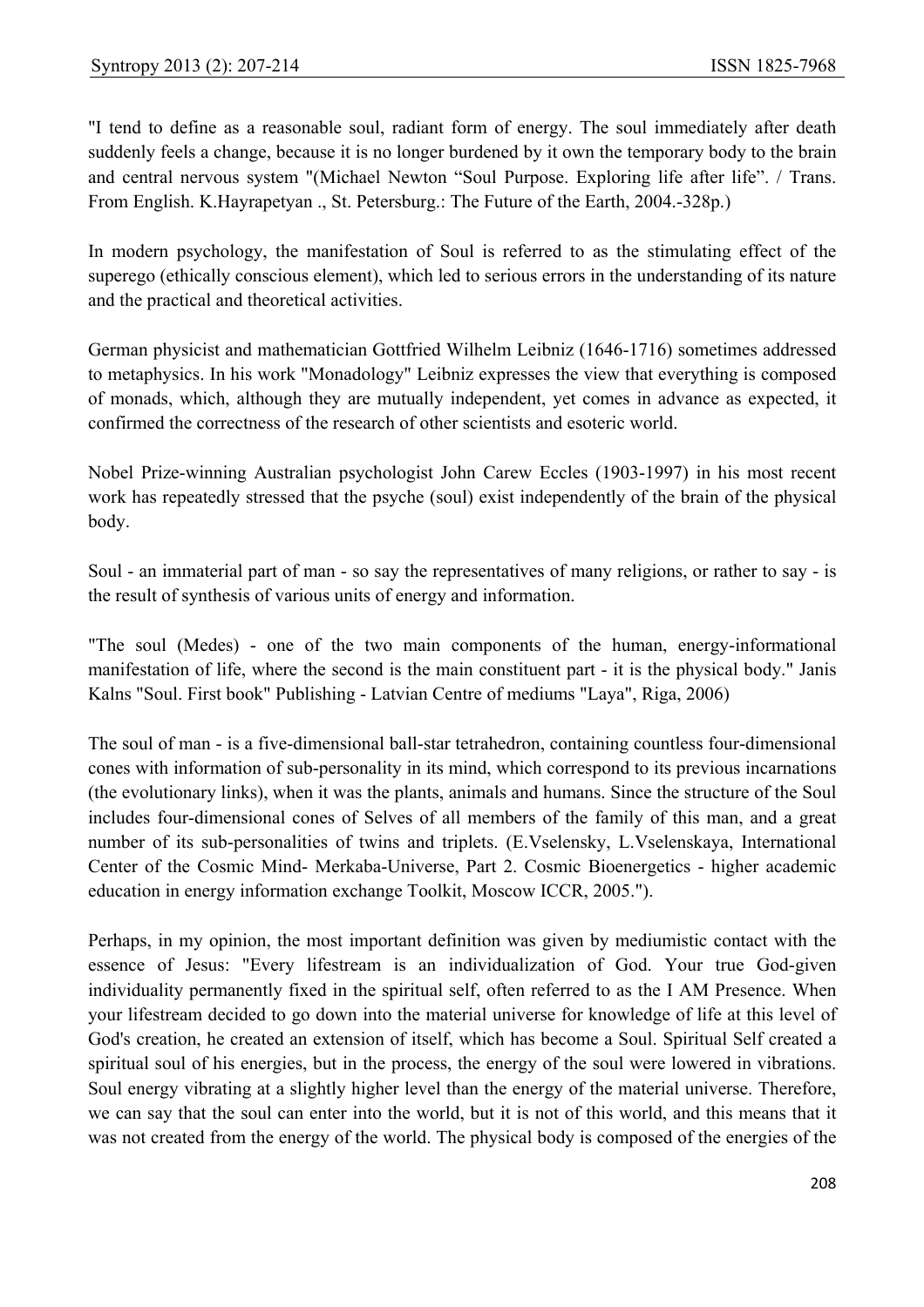"I tend to define as a reasonable soul, radiant form of energy. The soul immediately after death suddenly feels a change, because it is no longer burdened by it own the temporary body to the brain and central nervous system "(Michael Newton "Soul Purpose. Exploring life after life". / Trans. From English. K.Hayrapetyan ., St. Petersburg.: The Future of the Earth, 2004.-328p.)

In modern psychology, the manifestation of Soul is referred to as the stimulating effect of the superego (ethically conscious element), which led to serious errors in the understanding of its nature and the practical and theoretical activities.

German physicist and mathematician Gottfried Wilhelm Leibniz (1646-1716) sometimes addressed to metaphysics. In his work "Monadology" Leibniz expresses the view that everything is composed of monads, which, although they are mutually independent, yet comes in advance as expected, it confirmed the correctness of the research of other scientists and esoteric world.

Nobel Prize-winning Australian psychologist John Carew Eccles (1903-1997) in his most recent work has repeatedly stressed that the psyche (soul) exist independently of the brain of the physical body.

Soul - an immaterial part of man - so say the representatives of many religions, or rather to say - is the result of synthesis of various units of energy and information.

"The soul (Medes) - one of the two main components of the human, energy-informational manifestation of life, where the second is the main constituent part - it is the physical body." Janis Kalns "Soul. First book" Publishing - Latvian Centre of mediums "Laya", Riga, 2006)

The soul of man - is a five-dimensional ball-star tetrahedron, containing countless four-dimensional cones with information of sub-personality in its mind, which correspond to its previous incarnations (the evolutionary links), when it was the plants, animals and humans. Since the structure of the Soul includes four-dimensional cones of Selves of all members of the family of this man, and a great number of its sub-personalities of twins and triplets. (E.Vselensky, L.Vselenskaya, International Center of the Cosmic Mind- Merkaba-Universe, Part 2. Cosmic Bioenergetics - higher academic education in energy information exchange Toolkit, Moscow ICCR, 2005.").

Perhaps, in my opinion, the most important definition was given by mediumistic contact with the essence of Jesus: "Every lifestream is an individualization of God. Your true God-given individuality permanently fixed in the spiritual self, often referred to as the I AM Presence. When your lifestream decided to go down into the material universe for knowledge of life at this level of God's creation, he created an extension of itself, which has become a Soul. Spiritual Self created a spiritual soul of his energies, but in the process, the energy of the soul were lowered in vibrations. Soul energy vibrating at a slightly higher level than the energy of the material universe. Therefore, we can say that the soul can enter into the world, but it is not of this world, and this means that it was not created from the energy of the world. The physical body is composed of the energies of the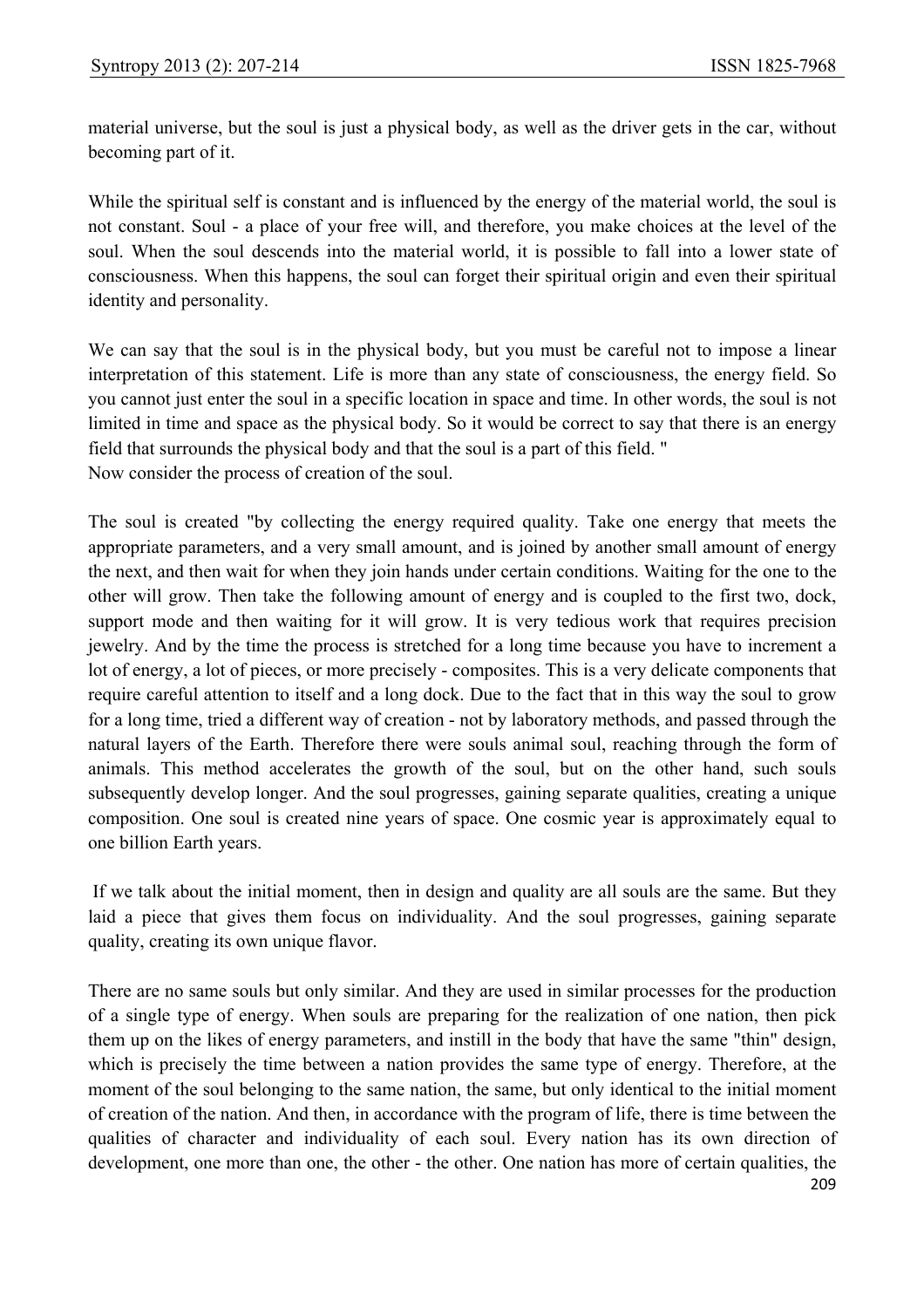material universe, but the soul is just a physical body, as well as the driver gets in the car, without becoming part of it.

While the spiritual self is constant and is influenced by the energy of the material world, the soul is not constant. Soul - a place of your free will, and therefore, you make choices at the level of the soul. When the soul descends into the material world, it is possible to fall into a lower state of consciousness. When this happens, the soul can forget their spiritual origin and even their spiritual identity and personality.

We can say that the soul is in the physical body, but you must be careful not to impose a linear interpretation of this statement. Life is more than any state of consciousness, the energy field. So you cannot just enter the soul in a specific location in space and time. In other words, the soul is not limited in time and space as the physical body. So it would be correct to say that there is an energy field that surrounds the physical body and that the soul is a part of this field. "
Now consider the process of creation of the soul.

The soul is created "by collecting the energy required quality. Take one energy that meets the appropriate parameters, and a very small amount, and is joined by another small amount of energy the next, and then wait for when they join hands under certain conditions. Waiting for the one to the other will grow. Then take the following amount of energy and is coupled to the first two, dock, support mode and then waiting for it will grow. It is very tedious work that requires precision jewelry. And by the time the process is stretched for a long time because you have to increment a lot of energy, a lot of pieces, or more precisely - composites. This is a very delicate components that require careful attention to itself and a long dock. Due to the fact that in this way the soul to grow for a long time, tried a different way of creation - not by laboratory methods, and passed through the natural layers of the Earth. Therefore there were souls animal soul, reaching through the form of animals. This method accelerates the growth of the soul, but on the other hand, such souls subsequently develop longer. And the soul progresses, gaining separate qualities, creating a unique composition. One soul is created nine years of space. One cosmic year is approximately equal to one billion Earth years.

If we talk about the initial moment, then in design and quality are all souls are the same. But they laid a piece that gives them focus on individuality. And the soul progresses, gaining separate quality, creating its own unique flavor.

There are no same souls but only similar. And they are used in similar processes for the production of a single type of energy. When souls are preparing for the realization of one nation, then pick them up on the likes of energy parameters, and instill in the body that have the same "thin" design, which is precisely the time between a nation provides the same type of energy. Therefore, at the moment of the soul belonging to the same nation, the same, but only identical to the initial moment of creation of the nation. And then, in accordance with the program of life, there is time between the qualities of character and individuality of each soul. Every nation has its own direction of development, one more than one, the other - the other. One nation has more of certain qualities, the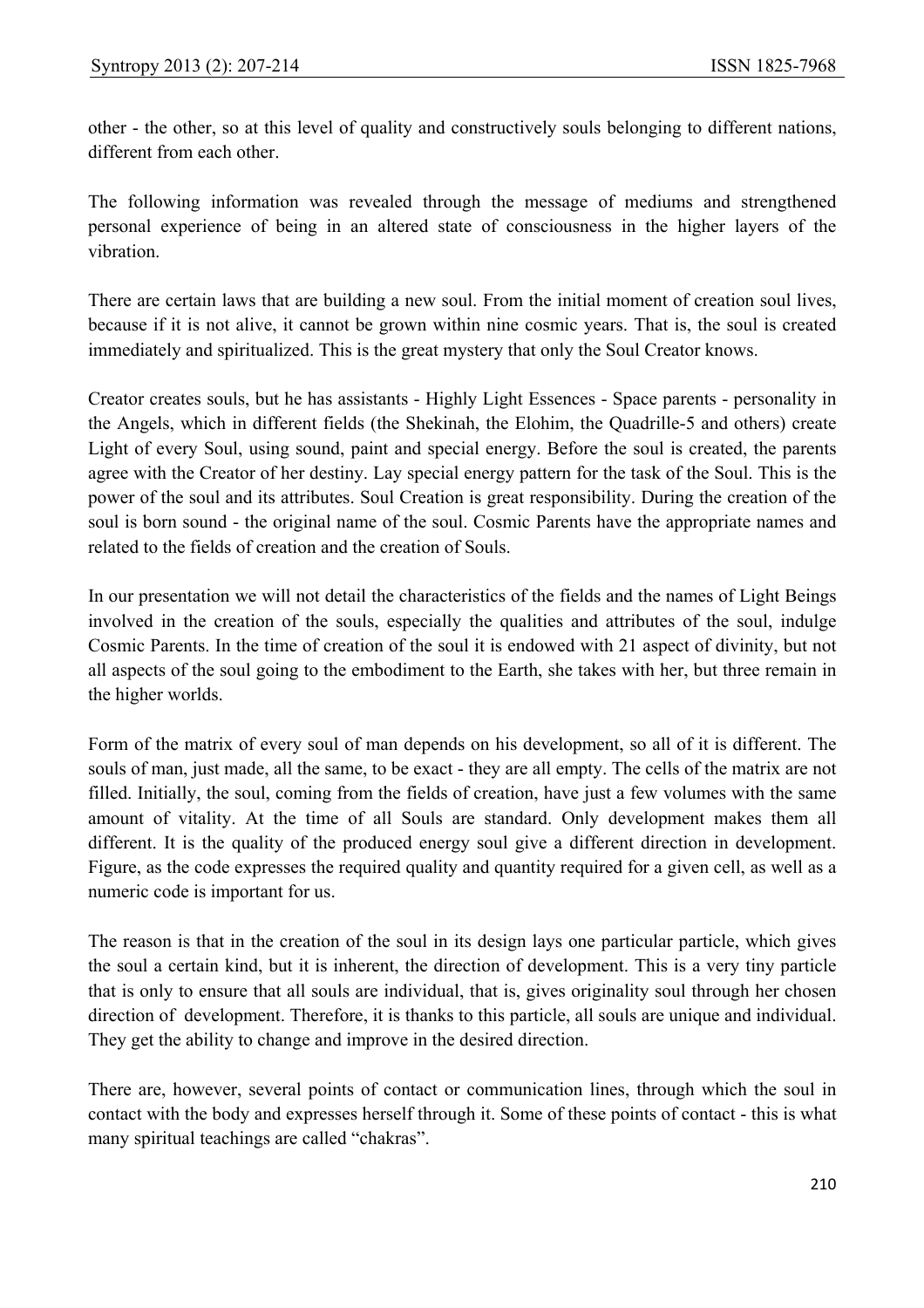other - the other, so at this level of quality and constructively souls belonging to different nations, different from each other.

The following information was revealed through the message of mediums and strengthened personal experience of being in an altered state of consciousness in the higher layers of the vibration.

There are certain laws that are building a new soul. From the initial moment of creation soul lives, because if it is not alive, it cannot be grown within nine cosmic years. That is, the soul is created immediately and spiritualized. This is the great mystery that only the Soul Creator knows.

Creator creates souls, but he has assistants - Highly Light Essences - Space parents - personality in the Angels, which in different fields (the Shekinah, the Elohim, the Quadrille-5 and others) create Light of every Soul, using sound, paint and special energy. Before the soul is created, the parents agree with the Creator of her destiny. Lay special energy pattern for the task of the Soul. This is the power of the soul and its attributes. Soul Creation is great responsibility. During the creation of the soul is born sound - the original name of the soul. Cosmic Parents have the appropriate names and related to the fields of creation and the creation of Souls.

In our presentation we will not detail the characteristics of the fields and the names of Light Beings involved in the creation of the souls, especially the qualities and attributes of the soul, indulge Cosmic Parents. In the time of creation of the soul it is endowed with 21 aspect of divinity, but not all aspects of the soul going to the embodiment to the Earth, she takes with her, but three remain in the higher worlds.

Form of the matrix of every soul of man depends on his development, so all of it is different. The souls of man, just made, all the same, to be exact - they are all empty. The cells of the matrix are not filled. Initially, the soul, coming from the fields of creation, have just a few volumes with the same amount of vitality. At the time of all Souls are standard. Only development makes them all different. It is the quality of the produced energy soul give a different direction in development. Figure, as the code expresses the required quality and quantity required for a given cell, as well as a numeric code is important for us.

The reason is that in the creation of the soul in its design lays one particular particle, which gives the soul a certain kind, but it is inherent, the direction of development. This is a very tiny particle that is only to ensure that all souls are individual, that is, gives originality soul through her chosen direction of development. Therefore, it is thanks to this particle, all souls are unique and individual. They get the ability to change and improve in the desired direction.

There are, however, several points of contact or communication lines, through which the soul in contact with the body and expresses herself through it. Some of these points of contact - this is what many spiritual teachings are called "chakras".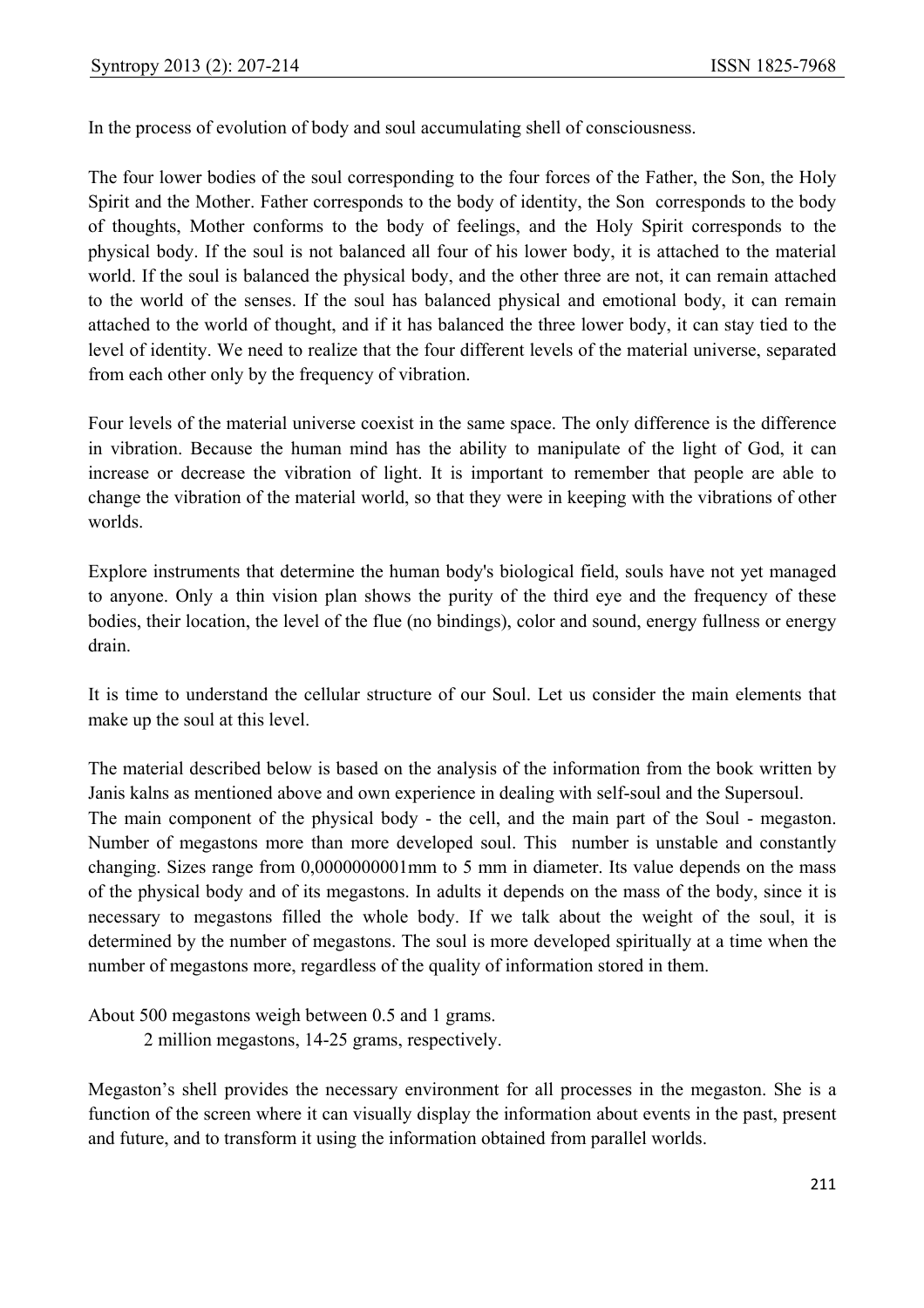In the process of evolution of body and soul accumulating shell of consciousness.

The four lower bodies of the soul corresponding to the four forces of the Father, the Son, the Holy Spirit and the Mother. Father corresponds to the body of identity, the Son corresponds to the body of thoughts, Mother conforms to the body of feelings, and the Holy Spirit corresponds to the physical body. If the soul is not balanced all four of his lower body, it is attached to the material world. If the soul is balanced the physical body, and the other three are not, it can remain attached to the world of the senses. If the soul has balanced physical and emotional body, it can remain attached to the world of thought, and if it has balanced the three lower body, it can stay tied to the level of identity. We need to realize that the four different levels of the material universe, separated from each other only by the frequency of vibration.

Four levels of the material universe coexist in the same space. The only difference is the difference in vibration. Because the human mind has the ability to manipulate of the light of God, it can increase or decrease the vibration of light. It is important to remember that people are able to change the vibration of the material world, so that they were in keeping with the vibrations of other worlds.

Explore instruments that determine the human body's biological field, souls have not yet managed to anyone. Only a thin vision plan shows the purity of the third eye and the frequency of these bodies, their location, the level of the flue (no bindings), color and sound, energy fullness or energy drain.

It is time to understand the cellular structure of our Soul. Let us consider the main elements that make up the soul at this level.

The material described below is based on the analysis of the information from the book written by Janis kalns as mentioned above and own experience in dealing with self-soul and the Supersoul.
The main component of the physical body - the cell, and the main part of the Soul - megaston. Number of megastons more than more developed soul. This number is unstable and constantly changing. Sizes range from 0,0000000001mm to 5 mm in diameter. Its value depends on the mass of the physical body and of its megastons. In adults it depends on the mass of the body, since it is necessary to megastons filled the whole body. If we talk about the weight of the soul, it is determined by the number of megastons. The soul is more developed spiritually at a time when the number of megastons more, regardless of the quality of information stored in them.

About 500 megastons weigh between 0.5 and 1 grams.
2 million megastons, 14-25 grams, respectively.

Megaston's shell provides the necessary environment for all processes in the megaston. She is a function of the screen where it can visually display the information about events in the past, present and future, and to transform it using the information obtained from parallel worlds.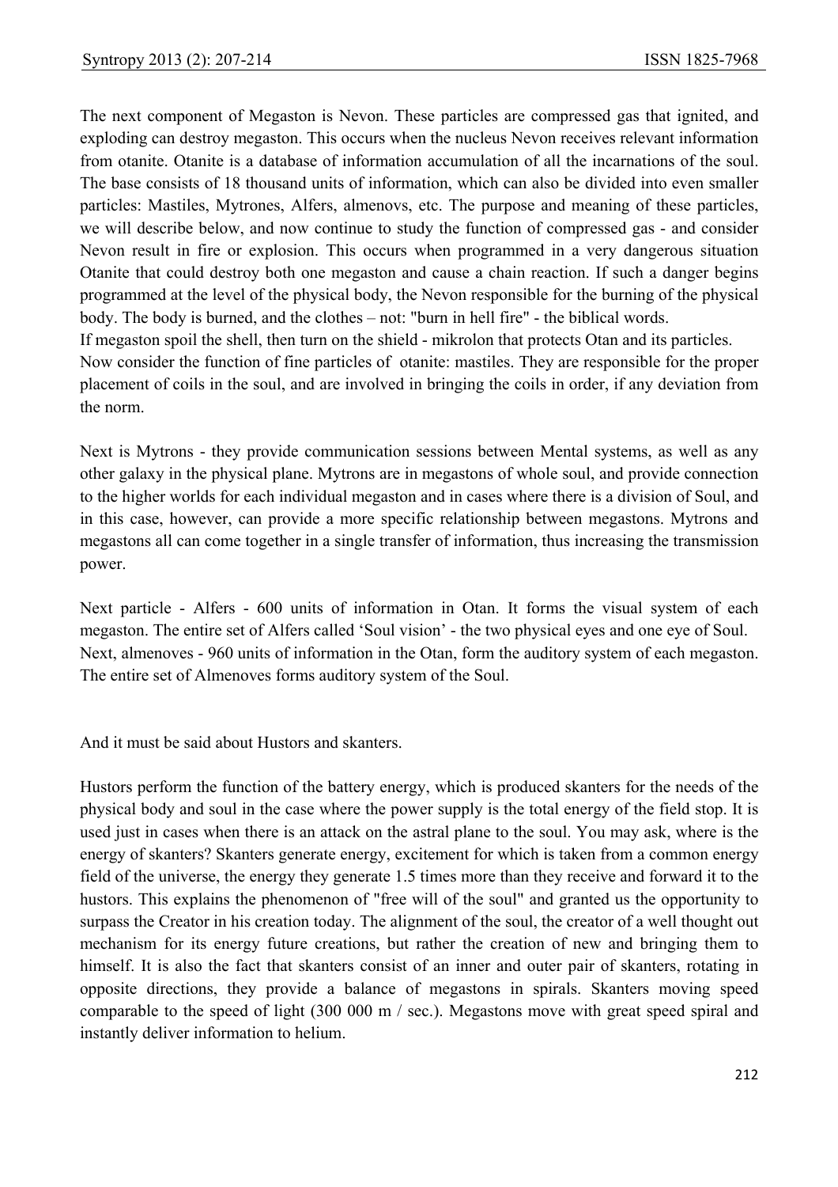The next component of Megaston is Nevon. These particles are compressed gas that ignited, and exploding can destroy megaston. This occurs when the nucleus Nevon receives relevant information from otanite. Otanite is a database of information accumulation of all the incarnations of the soul. The base consists of 18 thousand units of information, which can also be divided into even smaller particles: Mastiles, Mytrones, Alfers, almenovs, etc. The purpose and meaning of these particles, we will describe below, and now continue to study the function of compressed gas - and consider Nevon result in fire or explosion. This occurs when programmed in a very dangerous situation Otanite that could destroy both one megaston and cause a chain reaction. If such a danger begins programmed at the level of the physical body, the Nevon responsible for the burning of the physical body. The body is burned, and the clothes – not: "burn in hell fire" - the biblical words.
If megaston spoil the shell, then turn on the shield - mikrolon that protects Otan and its particles.
Now consider the function of fine particles of otanite: mastiles. They are responsible for the proper placement of coils in the soul, and are involved in bringing the coils in order, if any deviation from the norm.

Next is Mytrons - they provide communication sessions between Mental systems, as well as any other galaxy in the physical plane. Mytrons are in megastons of whole soul, and provide connection to the higher worlds for each individual megaston and in cases where there is a division of Soul, and in this case, however, can provide a more specific relationship between megastons. Mytrons and megastons all can come together in a single transfer of information, thus increasing the transmission power.

Next particle - Alfers - 600 units of information in Otan. It forms the visual system of each megaston. The entire set of Alfers called 'Soul vision' - the two physical eyes and one eye of Soul.
Next, almenoves - 960 units of information in the Otan, form the auditory system of each megaston. The entire set of Almenoves forms auditory system of the Soul.

And it must be said about Hustors and skanters.

Hustors perform the function of the battery energy, which is produced skanters for the needs of the physical body and soul in the case where the power supply is the total energy of the field stop. It is used just in cases when there is an attack on the astral plane to the soul. You may ask, where is the energy of skanters? Skanters generate energy, excitement for which is taken from a common energy field of the universe, the energy they generate 1.5 times more than they receive and forward it to the hustors. This explains the phenomenon of "free will of the soul" and granted us the opportunity to surpass the Creator in his creation today. The alignment of the soul, the creator of a well thought out mechanism for its energy future creations, but rather the creation of new and bringing them to himself. It is also the fact that skanters consist of an inner and outer pair of skanters, rotating in opposite directions, they provide a balance of megastons in spirals. Skanters moving speed comparable to the speed of light (300 000 m / sec.). Megastons move with great speed spiral and instantly deliver information to helium.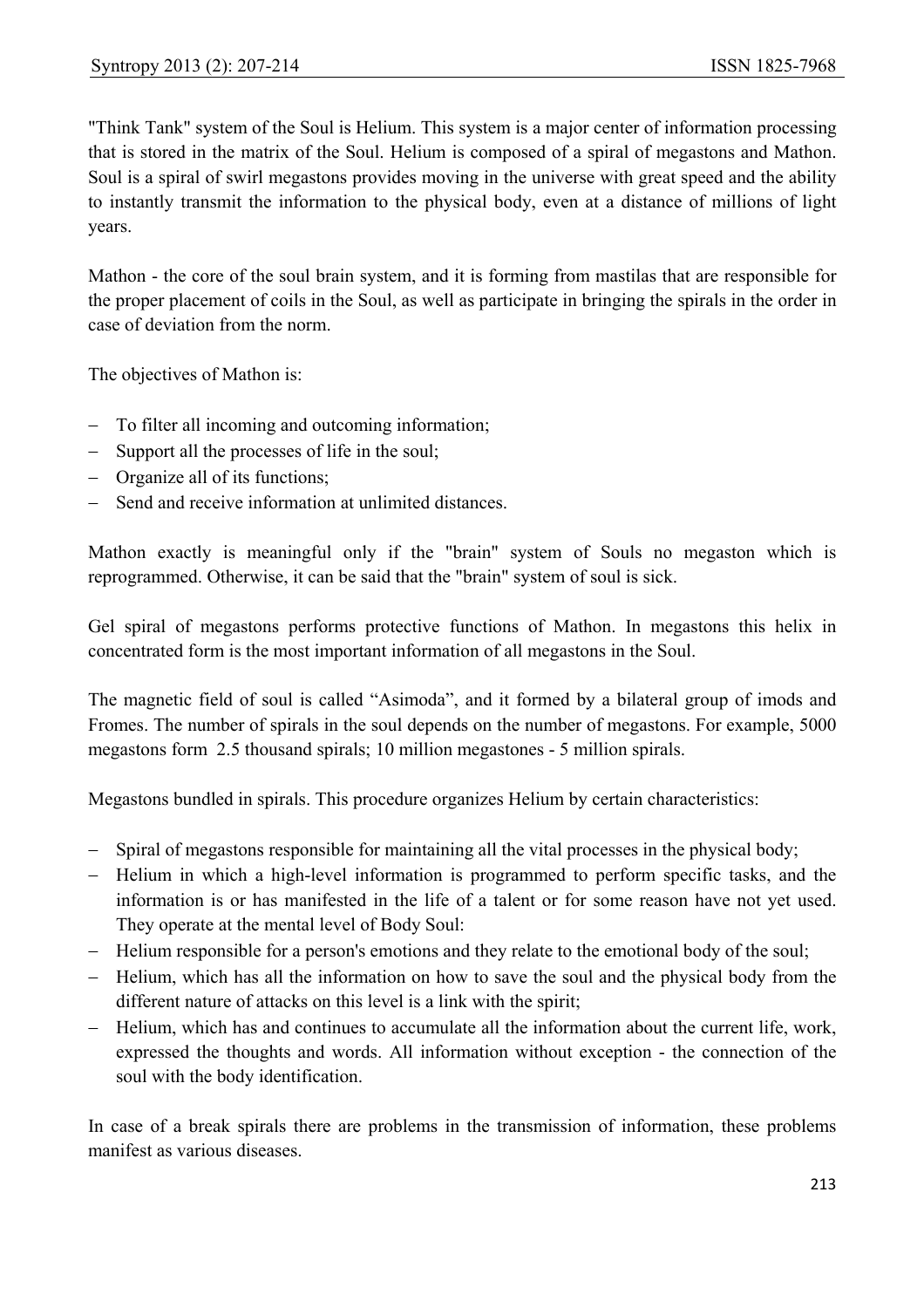"Think Tank" system of the Soul is Helium. This system is a major center of information processing that is stored in the matrix of the Soul. Helium is composed of a spiral of megastons and Mathon. Soul is a spiral of swirl megastons provides moving in the universe with great speed and the ability to instantly transmit the information to the physical body, even at a distance of millions of light years.

Mathon - the core of the soul brain system, and it is forming from mastilas that are responsible for the proper placement of coils in the Soul, as well as participate in bringing the spirals in the order in case of deviation from the norm.

The objectives of Mathon is:

- To filter all incoming and outcoming information;
- Support all the processes of life in the soul;
- Organize all of its functions;
- Send and receive information at unlimited distances.

Mathon exactly is meaningful only if the "brain" system of Souls no megaston which is reprogrammed. Otherwise, it can be said that the "brain" system of soul is sick.

Gel spiral of megastons performs protective functions of Mathon. In megastons this helix in concentrated form is the most important information of all megastons in the Soul.

The magnetic field of soul is called "Asimoda", and it formed by a bilateral group of imods and Fromes. The number of spirals in the soul depends on the number of megastons. For example, 5000 megastons form 2.5 thousand spirals; 10 million megastones - 5 million spirals.

Megastons bundled in spirals. This procedure organizes Helium by certain characteristics:

- Spiral of megastons responsible for maintaining all the vital processes in the physical body;
- Helium in which a high-level information is programmed to perform specific tasks, and the information is or has manifested in the life of a talent or for some reason have not yet used. They operate at the mental level of Body Soul:
- Helium responsible for a person's emotions and they relate to the emotional body of the soul;
- Helium, which has all the information on how to save the soul and the physical body from the different nature of attacks on this level is a link with the spirit;
- Helium, which has and continues to accumulate all the information about the current life, work, expressed the thoughts and words. All information without exception - the connection of the soul with the body identification.

In case of a break spirals there are problems in the transmission of information, these problems manifest as various diseases.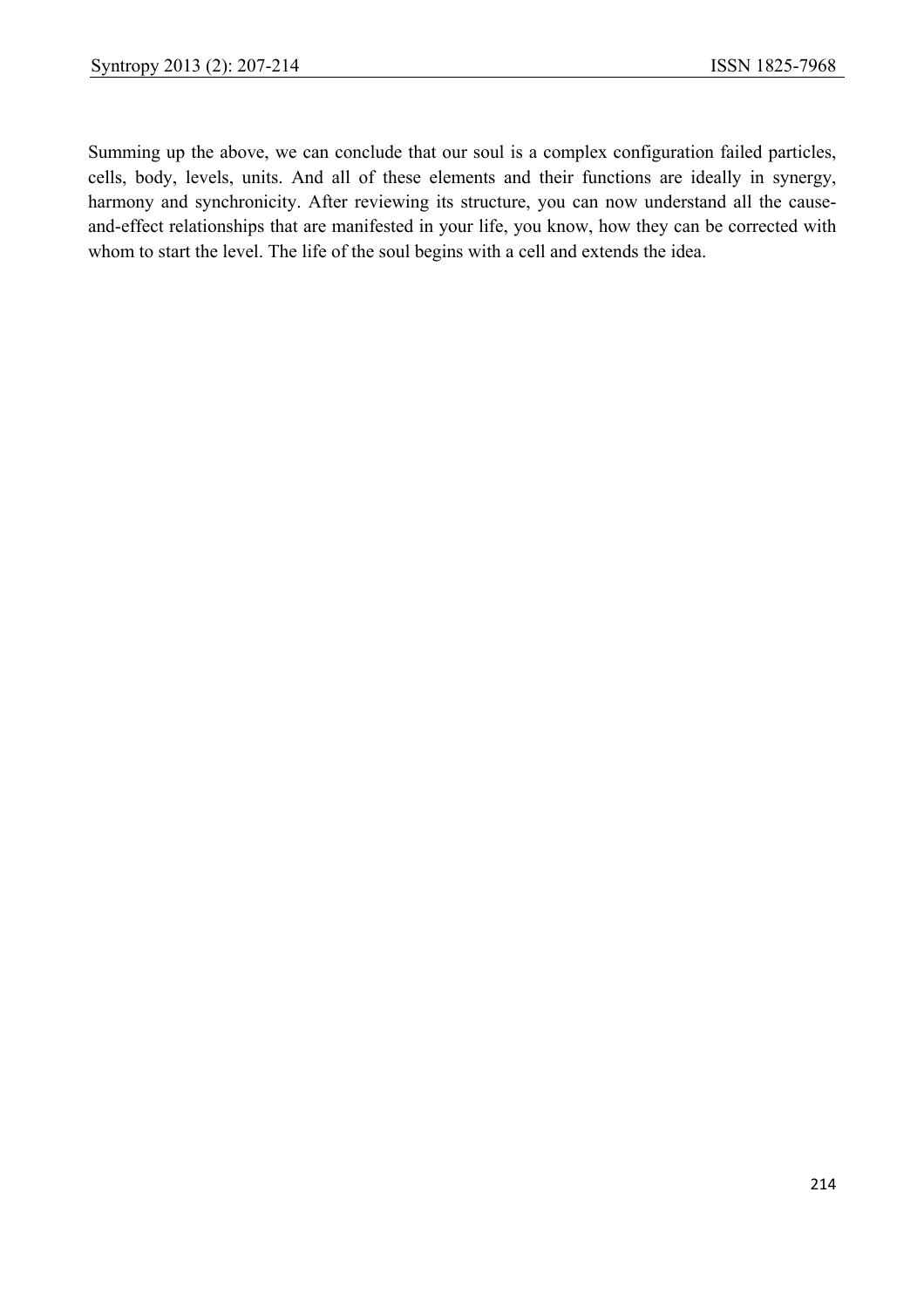Summing up the above, we can conclude that our soul is a complex configuration failed particles, cells, body, levels, units. And all of these elements and their functions are ideally in synergy, harmony and synchronicity. After reviewing its structure, you can now understand all the cause-and-effect relationships that are manifested in your life, you know, how they can be corrected with whom to start the level. The life of the soul begins with a cell and extends the idea.